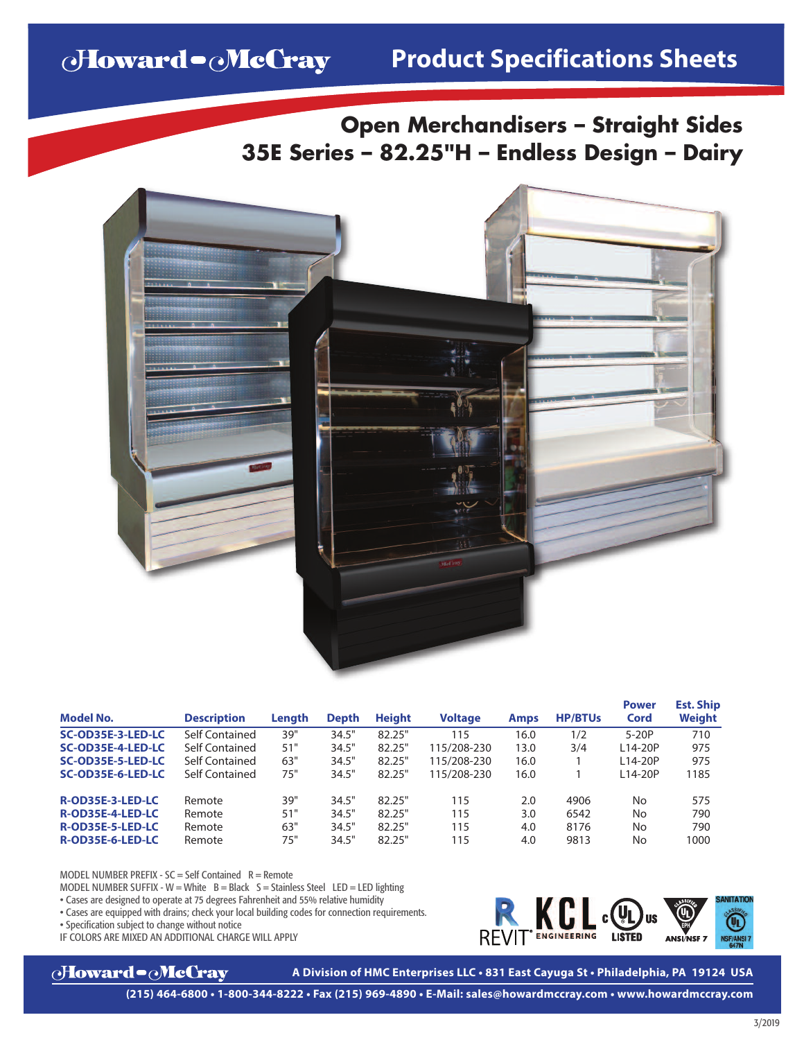# Howard-McCray Product Specifications Sheets

## Open Merchandisers – Straight Sides
## 35E Series – 82.25"H – Endless Design – Dairy

| Model No. | Description | Length | Depth | Height | Voltage | Amps | HP/BTUs | Power Cord | Est. Ship Weight |
|---|---|---|---|---|---|---|---|---|---|
| **SC-OD35E-3-LED-LC** | Self Contained | 39" | 34.5" | 82.25" | 115 | 16.0 | 1/2 | 5-20P | 710 |
| **SC-OD35E-4-LED-LC** | Self Contained | 51" | 34.5" | 82.25" | 115/208-230 | 13.0 | 3/4 | L14-20P | 975 |
| **SC-OD35E-5-LED-LC** | Self Contained | 63" | 34.5" | 82.25" | 115/208-230 | 16.0 | 1 | L14-20P | 975 |
| **SC-OD35E-6-LED-LC** | Self Contained | 75" | 34.5" | 82.25" | 115/208-230 | 16.0 | 1 | L14-20P | 1185 |
| **R-OD35E-3-LED-LC** | Remote | 39" | 34.5" | 82.25" | 115 | 2.0 | 4906 | No | 575 |
| **R-OD35E-4-LED-LC** | Remote | 51" | 34.5" | 82.25" | 115 | 3.0 | 6542 | No | 790 |
| **R-OD35E-5-LED-LC** | Remote | 63" | 34.5" | 82.25" | 115 | 4.0 | 8176 | No | 790 |
| **R-OD35E-6-LED-LC** | Remote | 75" | 34.5" | 82.25" | 115 | 4.0 | 9813 | No | 1000 |

MODEL NUMBER PREFIX - SC = Self Contained R = Remote
MODEL NUMBER SUFFIX - W = White B = Black S = Stainless Steel LED = LED lighting

- Cases are designed to operate at 75 degrees Fahrenheit and 55% relative humidity
- Cases are equipped with drains; check your local building codes for connection requirements.
- Specification subject to change without notice

IF COLORS ARE MIXED AN ADDITIONAL CHARGE WILL APPLY

REVIT® KCL ENGINEERING c UL us LISTED ANSI/NSF 7 SANITATION NSF/ANSI 7 647N

**Howard-McCray** A Division of HMC Enterprises LLC • 831 East Cayuga St • Philadelphia, PA 19124 USA
(215) 464-6800 • 1-800-344-8222 • Fax (215) 969-4890 • E-Mail: sales@howardmccray.com • www.howardmccray.com

3/2019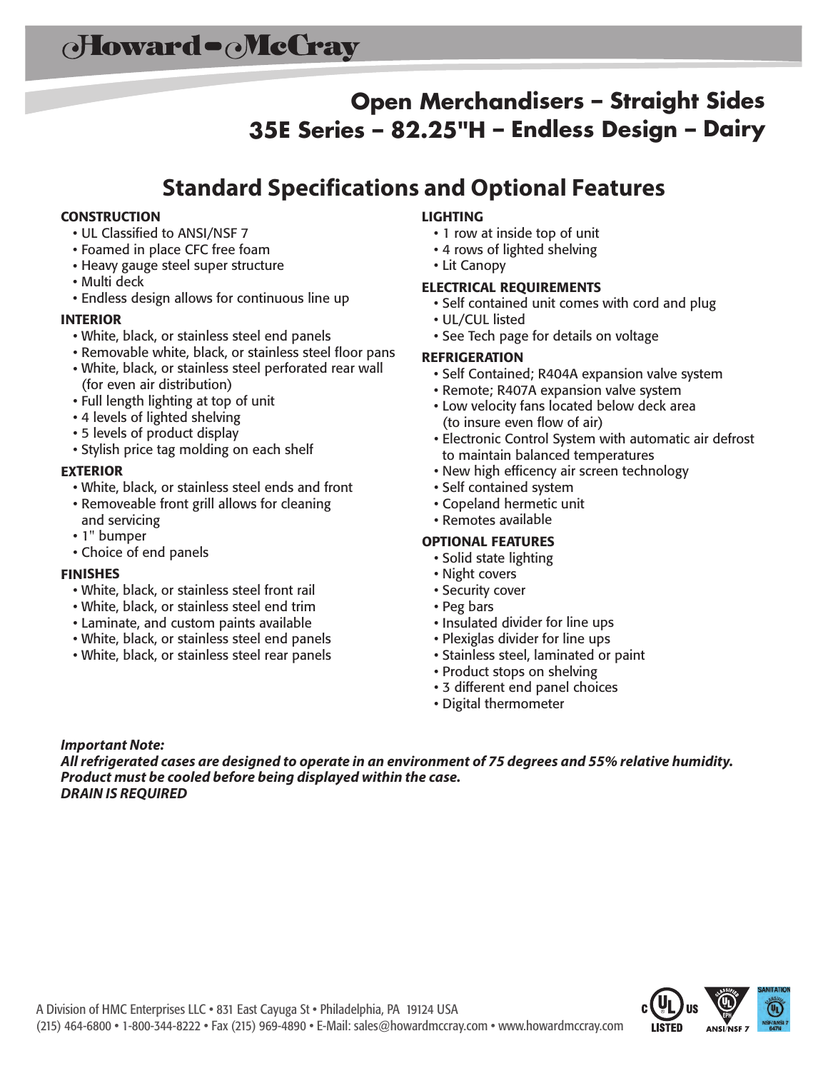# Howard-McCray

## Open Merchandisers – Straight Sides
## 35E Series – 82.25"H – Endless Design – Dairy

## Standard Specifications and Optional Features

### CONSTRUCTION

- UL Classified to ANSI/NSF 7
- Foamed in place CFC free foam
- Heavy gauge steel super structure
- Multi deck
- Endless design allows for continuous line up

### INTERIOR

- White, black, or stainless steel end panels
- Removable white, black, or stainless steel floor pans
- White, black, or stainless steel perforated rear wall (for even air distribution)
- Full length lighting at top of unit
- 4 levels of lighted shelving
- 5 levels of product display
- Stylish price tag molding on each shelf

### EXTERIOR

- White, black, or stainless steel ends and front
- Removeable front grill allows for cleaning and servicing
- 1" bumper
- Choice of end panels

### FINISHES

- White, black, or stainless steel front rail
- White, black, or stainless steel end trim
- Laminate, and custom paints available
- White, black, or stainless steel end panels
- White, black, or stainless steel rear panels

### LIGHTING

- 1 row at inside top of unit
- 4 rows of lighted shelving
- Lit Canopy

### ELECTRICAL REQUIREMENTS

- Self contained unit comes with cord and plug
- UL/CUL listed
- See Tech page for details on voltage

### REFRIGERATION

- Self Contained; R404A expansion valve system
- Remote; R407A expansion valve system
- Low velocity fans located below deck area (to insure even flow of air)
- Electronic Control System with automatic air defrost to maintain balanced temperatures
- New high efficency air screen technology
- Self contained system
- Copeland hermetic unit
- Remotes available

### OPTIONAL FEATURES

- Solid state lighting
- Night covers
- Security cover
- Peg bars
- Insulated divider for line ups
- Plexiglas divider for line ups
- Stainless steel, laminated or paint
- Product stops on shelving
- 3 different end panel choices
- Digital thermometer

***Important Note:***
***All refrigerated cases are designed to operate in an environment of 75 degrees and 55% relative humidity.***
***Product must be cooled before being displayed within the case.***
***DRAIN IS REQUIRED***

A Division of HMC Enterprises LLC • 831 East Cayuga St • Philadelphia, PA 19124 USA
(215) 464-6800 • 1-800-344-8222 • Fax (215) 969-4890 • E-Mail: sales@howardmccray.com • www.howardmccray.com

c UL us LISTED — CLASSIFIED UL EPH ANSI/NSF 7 — SANITATION UL CLASSIFIED NSF/ANSI 7 647N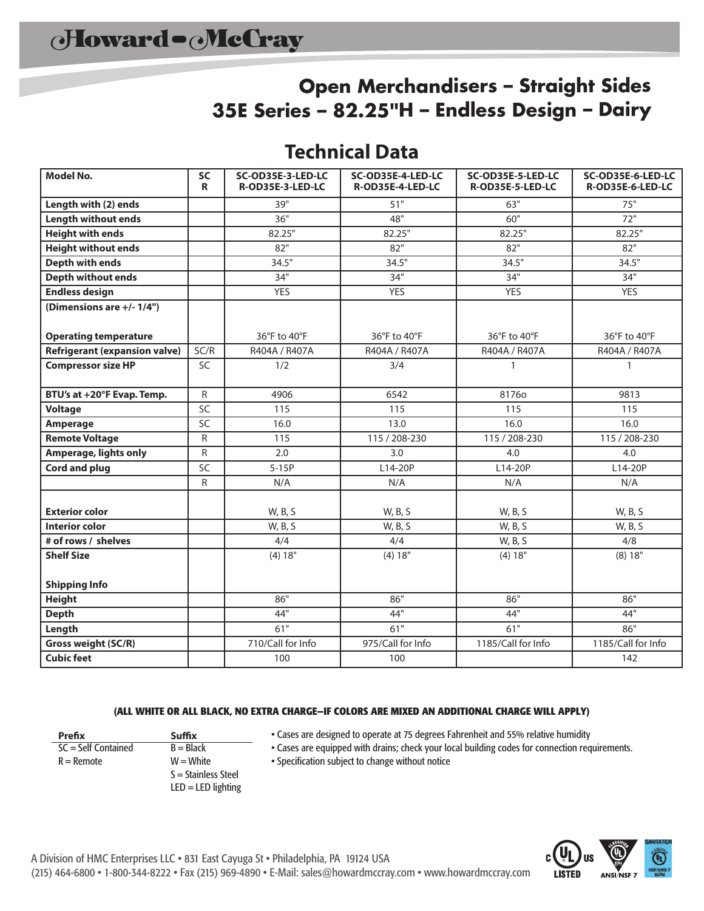# Howard-McCray

## Open Merchandisers – Straight Sides
## 35E Series – 82.25"H – Endless Design – Dairy

## Technical Data

| Model No. | SC<br>R | SC-OD35E-3-LED-LC<br>R-OD35E-3-LED-LC | SC-OD35E-4-LED-LC<br>R-OD35E-4-LED-LC | SC-OD35E-5-LED-LC<br>R-OD35E-5-LED-LC | SC-OD35E-6-LED-LC<br>R-OD35E-6-LED-LC |
|---|---|---|---|---|---|
| **Length with (2) ends** | | 39" | 51" | 63" | 75" |
| **Length without ends** | | 36" | 48" | 60" | 72" |
| **Height with ends** | | 82.25" | 82.25" | 82.25" | 82.25" |
| **Height without ends** | | 82" | 82" | 82" | 82" |
| **Depth with ends** | | 34.5" | 34.5" | 34.5" | 34.5" |
| **Depth without ends** | | 34" | 34" | 34" | 34" |
| **Endless design** | | YES | YES | YES | YES |
| **(Dimensions are +/- 1/4")** | | | | | |
| **Operating temperature** | | 36°F to 40°F | 36°F to 40°F | 36°F to 40°F | 36°F to 40°F |
| **Refrigerant (expansion valve)** | SC/R | R404A / R407A | R404A / R407A | R404A / R407A | R404A / R407A |
| **Compressor size HP** | SC | 1/2 | 3/4 | 1 | 1 |
| **BTU's at +20°F Evap. Temp.** | R | 4906 | 6542 | 8176o | 9813 |
| **Voltage** | SC | 115 | 115 | 115 | 115 |
| **Amperage** | SC | 16.0 | 13.0 | 16.0 | 16.0 |
| **Remote Voltage** | R | 115 | 115 / 208-230 | 115 / 208-230 | 115 / 208-230 |
| **Amperage, lights only** | R | 2.0 | 3.0 | 4.0 | 4.0 |
| **Cord and plug** | SC | 5-15P | L14-20P | L14-20P | L14-20P |
| | R | N/A | N/A | N/A | N/A |
| **Exterior color** | | W, B, S | W, B, S | W, B, S | W, B, S |
| **Interior color** | | W, B, S | W, B, S | W, B, S | W, B, S |
| **# of rows / shelves** | | 4/4 | 4/4 | W, B, S | 4/8 |
| **Shelf Size** | | (4) 18" | (4) 18" | (4) 18" | (8) 18" |
| **Shipping Info** | | | | | |
| **Height** | | 86" | 86" | 86" | 86" |
| **Depth** | | 44" | 44" | 44" | 44" |
| **Length** | | 61" | 61" | 61" | 86" |
| **Gross weight (SC/R)** | | 710/Call for Info | 975/Call for Info | 1185/Call for Info | 1185/Call for Info |
| **Cubic feet** | | 100 | 100 | | 142 |

**(ALL WHITE OR ALL BLACK, NO EXTRA CHARGE–IF COLORS ARE MIXED AN ADDITIONAL CHARGE WILL APPLY)**

| Prefix | Suffix |
|---|---|
| SC = Self Contained | B = Black |
| R = Remote | W = White |
| | S = Stainless Steel |
| | LED = LED lighting |

- Cases are designed to operate at 75 degrees Fahrenheit and 55% relative humidity
- Cases are equipped with drains; check your local building codes for connection requirements.
- Specification subject to change without notice

A Division of HMC Enterprises LLC • 831 East Cayuga St • Philadelphia, PA 19124 USA
(215) 464-6800 • 1-800-344-8222 • Fax (215) 969-4890 • E-Mail: sales@howardmccray.com • www.howardmccray.com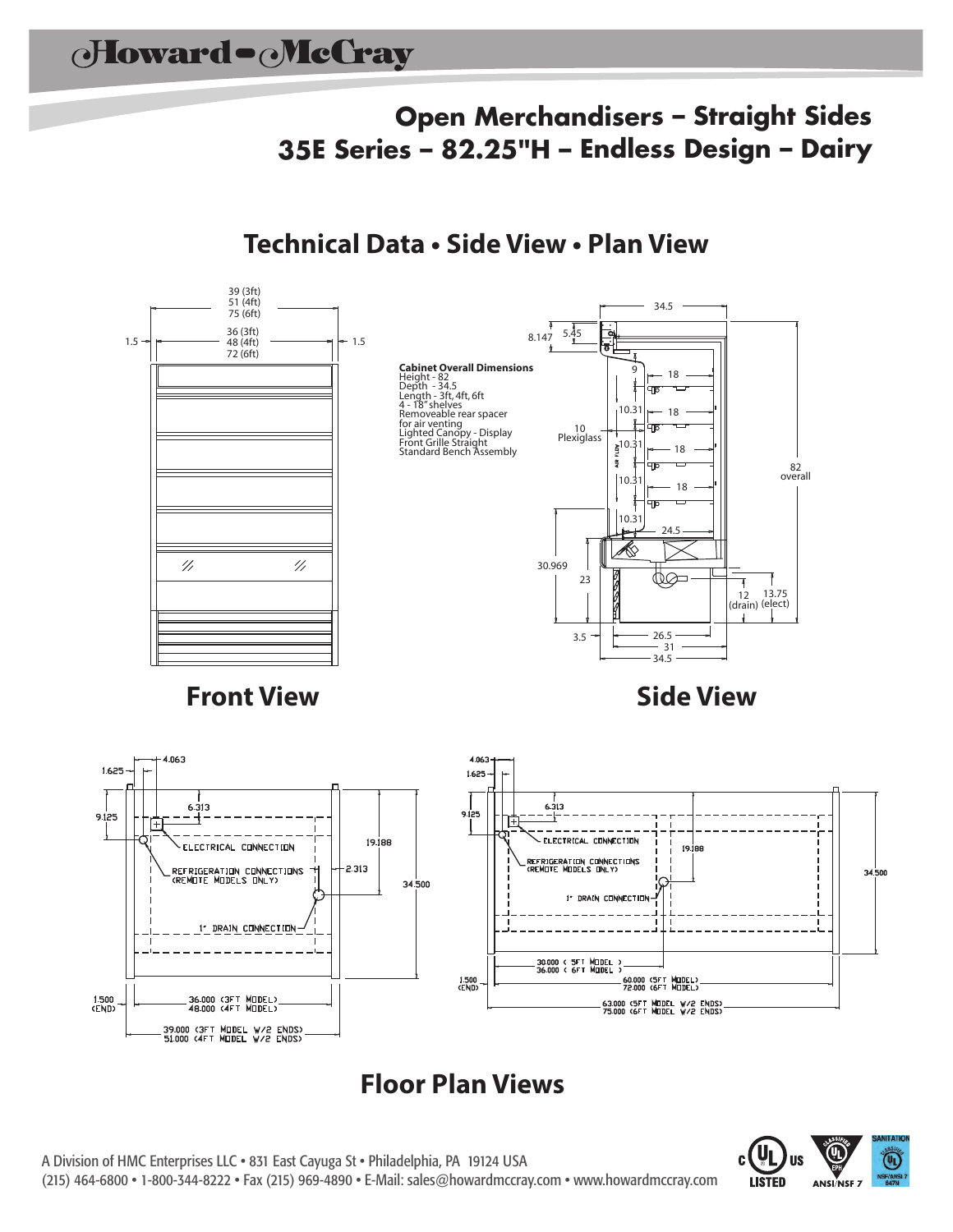Howard-McCray

# Open Merchandisers – Straight Sides
# 35E Series – 82.25"H – Endless Design – Dairy

## Technical Data • Side View • Plan View

39 (3ft)
51 (4ft)
75 (6ft)

36 (3ft)
48 (4ft)
72 (6ft)

1.5
1.5

**Cabinet Overall Dimensions**
Height - 82
Depth - 34.5
Length - 3ft, 4ft, 6ft
4 - 18" shelves
Removeable rear spacer for air venting
Lighted Canopy - Display
Front Grille Straight
Standard Bench Assembly

34.5
8.147
5.45
9
18
10.31
18
10
Plexiglass
10.31
18
10.31
18
10.31
24.5
82
overall
30.969
23
12
(drain)
13.75
(elect)
3.5
26.5
31
34.5

## Front View

## Side View

4.063
1.625
9.125
6.313
ELECTRICAL CONNECTION
19.188
REFRIGERATION CONNECTIONS (REMOTE MODELS ONLY)
2.313
34.500
1" DRAIN CONNECTION
1.500 (END)
36.000 (3FT MODEL)
48.000 (4FT MODEL)
39.000 (3FT MODEL W/2 ENDS)
51.000 (4FT MODEL W/2 ENDS)

4.063
1.625
9.125
6.313
ELECTRICAL CONNECTION
19.188
REFRIGERATION CONNECTIONS (REMOTE MODELS ONLY)
34.500
1" DRAIN CONNECTION
30.000 ( 5FT MODEL )
36.000 ( 6FT MODEL )
1.500 (END)
60.000 (5FT MODEL)
72.000 (6FT MODEL)
63.000 (5FT MODEL W/2 ENDS)
75.000 (6FT MODEL W/2 ENDS)

## Floor Plan Views

A Division of HMC Enterprises LLC • 831 East Cayuga St • Philadelphia, PA 19124 USA
(215) 464-6800 • 1-800-344-8222 • Fax (215) 969-4890 • E-Mail: sales@howardmccray.com • www.howardmccray.com